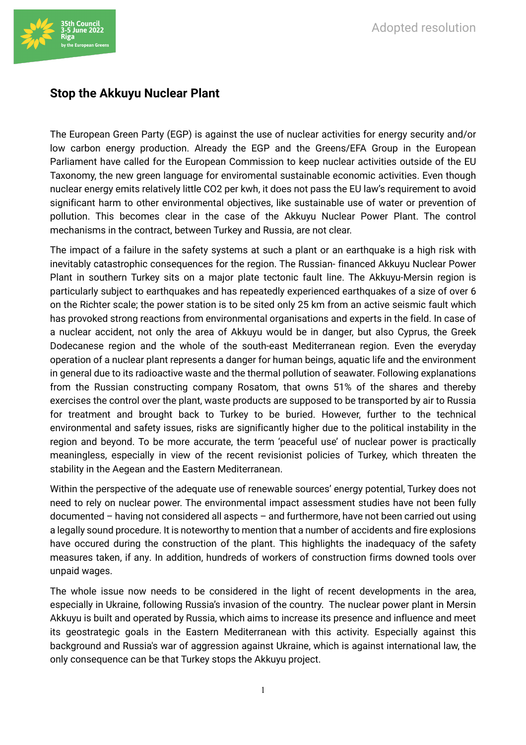# Stop the Akkuyu Nuclear Plant

The European Green Party (EGP) is against the use of nuclear activities for energy security and/or low carbon energy production. Already the EGP and the Greens/EFA Group in the European Parliament have called for the European Commission to keep nuclear activities outside of the EU Taxonomy, the new green language for enviromental sustainable economic activities. Even though nuclear energy emits relatively little CO2 per kwh, it does not pass the EU law's requirement to avoid significant harm to other environmental objectives, like sustainable use of water or prevention of pollution. This becomes clear in the case of the Akkuyu Nuclear Power Plant. The control mechanisms in the contract, between Turkey and Russia, are not clear.

The impact of a failure in the safety systems at such a plant or an earthquake is a high risk with inevitably catastrophic consequences for the region. The Russian- financed Akkuyu Nuclear Power Plant in southern Turkey sits on a major plate tectonic fault line. The Akkuyu-Mersin region is particularly subject to earthquakes and has repeatedly experienced earthquakes of a size of over 6 on the Richter scale; the power station is to be sited only 25 km from an active seismic fault which has provoked strong reactions from environmental organisations and experts in the field. In case of a nuclear accident, not only the area of Akkuyu would be in danger, but also Cyprus, the Greek Dodecanese region and the whole of the south-east Mediterranean region. Even the everyday operation of a nuclear plant represents a danger for human beings, aquatic life and the environment in general due to its radioactive waste and the thermal pollution of seawater. Following explanations from the Russian constructing company Rosatom, that owns 51% of the shares and thereby exercises the control over the plant, waste products are supposed to be transported by air to Russia for treatment and brought back to Turkey to be buried. However, further to the technical environmental and safety issues, risks are significantly higher due to the political instability in the region and beyond. To be more accurate, the term 'peaceful use' of nuclear power is practically meaningless, especially in view of the recent revisionist policies of Turkey, which threaten the stability in the Aegean and the Eastern Mediterranean.

Within the perspective of the adequate use of renewable sources' energy potential, Turkey does not need to rely on nuclear power. The environmental impact assessment studies have not been fully documented – having not considered all aspects – and furthermore, have not been carried out using a legally sound procedure. It is noteworthy to mention that a number of accidents and fire explosions have occured during the construction of the plant. This highlights the inadequacy of the safety measures taken, if any. In addition, hundreds of workers of construction firms downed tools over unpaid wages.

The whole issue now needs to be considered in the light of recent developments in the area, especially in Ukraine, following Russia's invasion of the country. The nuclear power plant in Mersin Akkuyu is built and operated by Russia, which aims to increase its presence and influence and meet its geostrategic goals in the Eastern Mediterranean with this activity. Especially against this background and Russia's war of aggression against Ukraine, which is against international law, the only consequence can be that Turkey stops the Akkuyu project.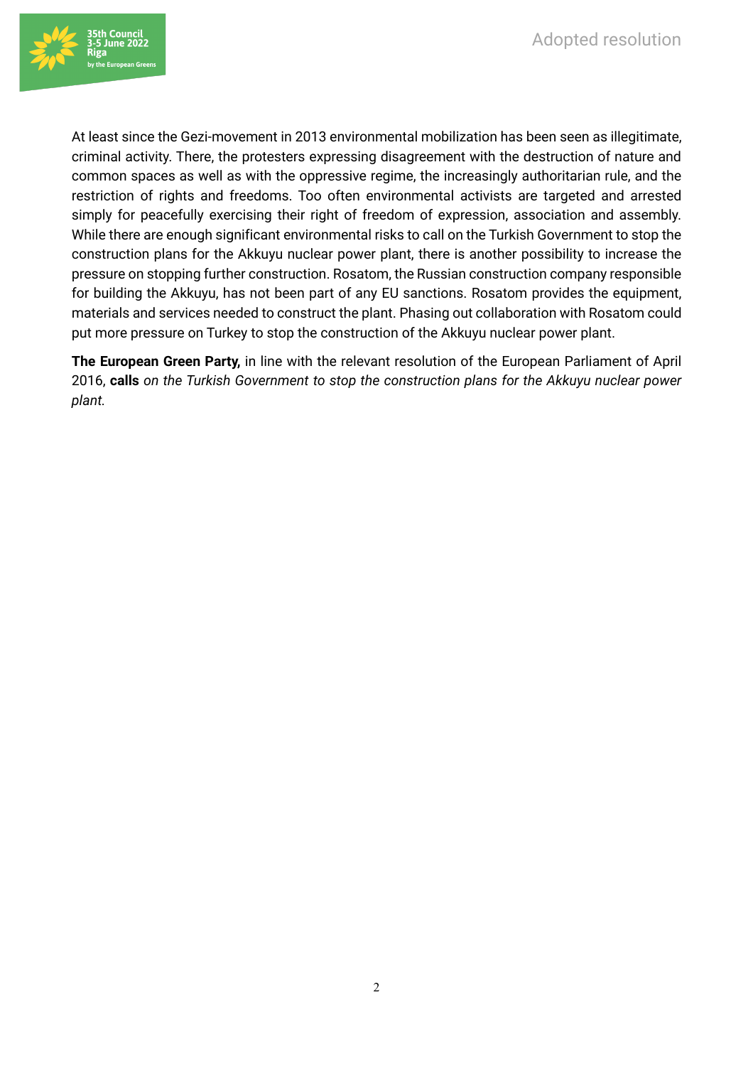At least since the Gezi-movement in 2013 environmental mobilization has been seen as illegitimate, criminal activity. There, the protesters expressing disagreement with the destruction of nature and common spaces as well as with the oppressive regime, the increasingly authoritarian rule, and the restriction of rights and freedoms. Too often environmental activists are targeted and arrested simply for peacefully exercising their right of freedom of expression, association and assembly. While there are enough significant environmental risks to call on the Turkish Government to stop the construction plans for the Akkuyu nuclear power plant, there is another possibility to increase the pressure on stopping further construction. Rosatom, the Russian construction company responsible for building the Akkuyu, has not been part of any EU sanctions. Rosatom provides the equipment, materials and services needed to construct the plant. Phasing out collaboration with Rosatom could put more pressure on Turkey to stop the construction of the Akkuyu nuclear power plant.

**The European Green Party,** in line with the relevant resolution of the European Parliament of April 2016, **calls** *on the Turkish Government to stop the construction plans for the Akkuyu nuclear power plant.*